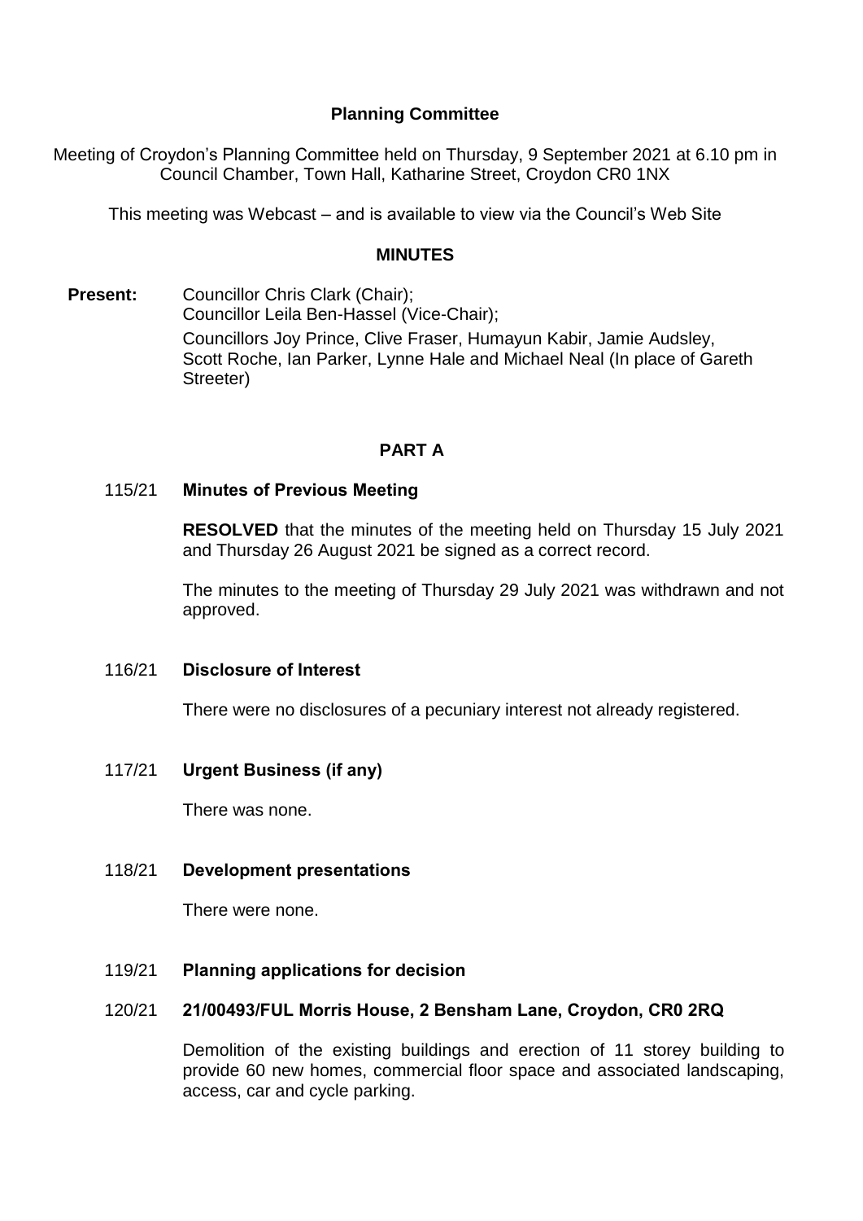# Planning Committee

Meeting of Croydon's Planning Committee held on Thursday, 9 September 2021 at 6.10 pm in Council Chamber, Town Hall, Katharine Street, Croydon CR0 1NX

This meeting was Webcast – and is available to view via the Council's Web Site

## MINUTES

**Present:** Councillor Chris Clark (Chair);
Councillor Leila Ben-Hassel (Vice-Chair);
Councillors Joy Prince, Clive Fraser, Humayun Kabir, Jamie Audsley, Scott Roche, Ian Parker, Lynne Hale and Michael Neal (In place of Gareth Streeter)

## PART A

### 115/21 Minutes of Previous Meeting

**RESOLVED** that the minutes of the meeting held on Thursday 15 July 2021 and Thursday 26 August 2021 be signed as a correct record.

The minutes to the meeting of Thursday 29 July 2021 was withdrawn and not approved.

### 116/21 Disclosure of Interest

There were no disclosures of a pecuniary interest not already registered.

### 117/21 Urgent Business (if any)

There was none.

### 118/21 Development presentations

There were none.

### 119/21 Planning applications for decision

### 120/21 21/00493/FUL Morris House, 2 Bensham Lane, Croydon, CR0 2RQ

Demolition of the existing buildings and erection of 11 storey building to provide 60 new homes, commercial floor space and associated landscaping, access, car and cycle parking.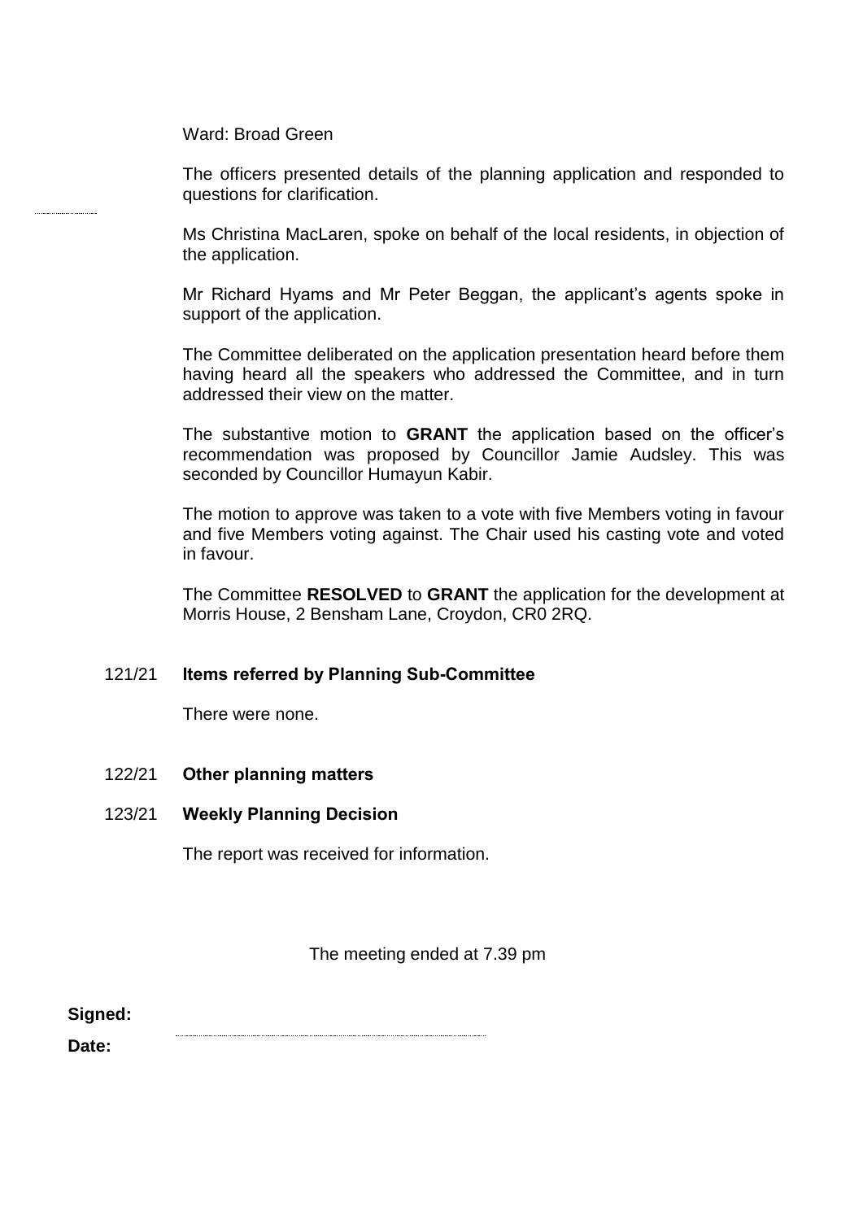Ward: Broad Green

The officers presented details of the planning application and responded to questions for clarification.

Ms Christina MacLaren, spoke on behalf of the local residents, in objection of the application.

Mr Richard Hyams and Mr Peter Beggan, the applicant's agents spoke in support of the application.

The Committee deliberated on the application presentation heard before them having heard all the speakers who addressed the Committee, and in turn addressed their view on the matter.

The substantive motion to **GRANT** the application based on the officer's recommendation was proposed by Councillor Jamie Audsley. This was seconded by Councillor Humayun Kabir.

The motion to approve was taken to a vote with five Members voting in favour and five Members voting against. The Chair used his casting vote and voted in favour.

The Committee **RESOLVED** to **GRANT** the application for the development at Morris House, 2 Bensham Lane, Croydon, CR0 2RQ.

121/21 **Items referred by Planning Sub-Committee**

There were none.

122/21 **Other planning matters**

123/21 **Weekly Planning Decision**

The report was received for information.

The meeting ended at 7.39 pm

**Signed:**

**Date:**